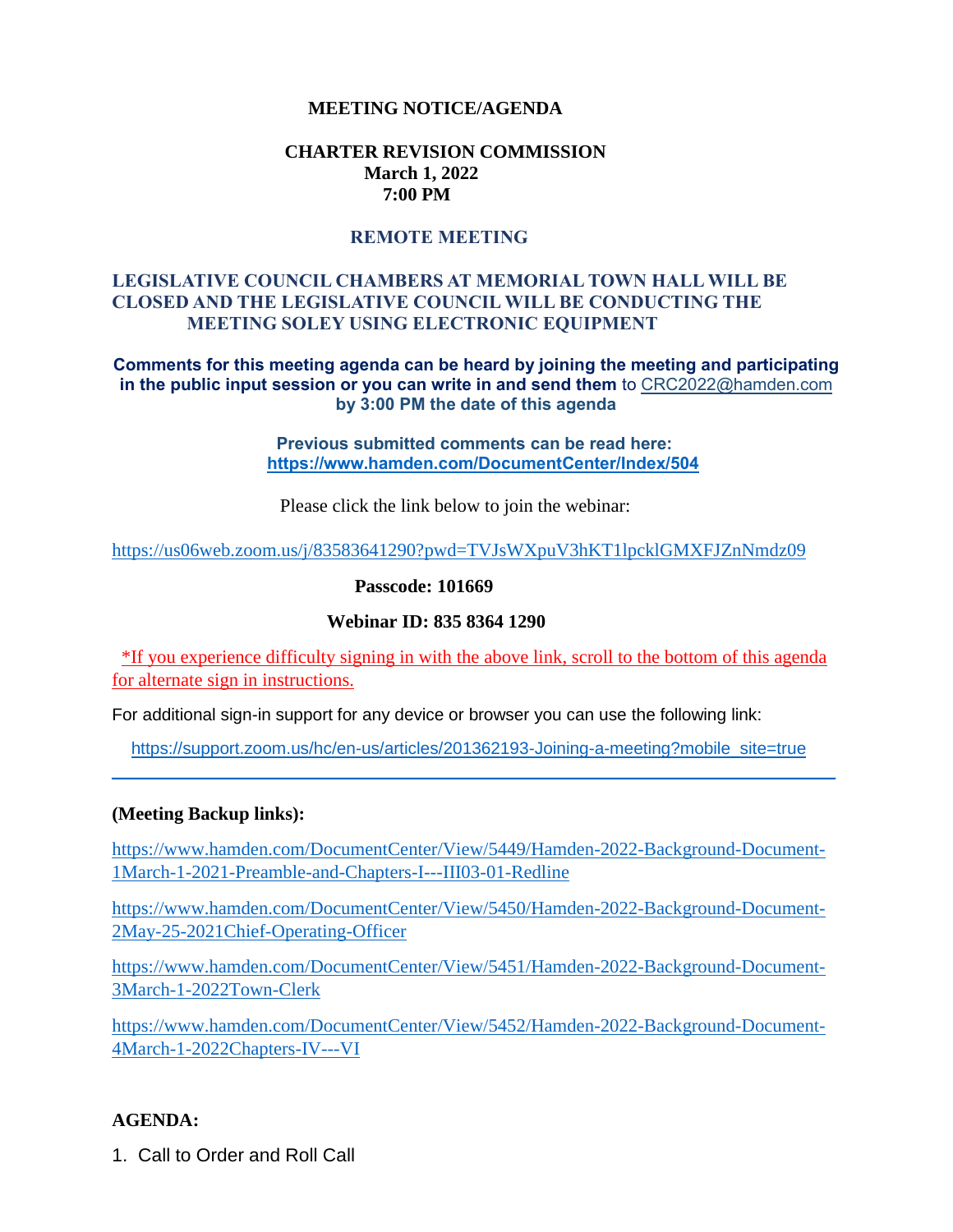# MEETING NOTICE/AGENDA

## CHARTER REVISION COMMISSION

**March 1, 2022**

**7:00 PM**

### REMOTE MEETING

### LEGISLATIVE COUNCIL CHAMBERS AT MEMORIAL TOWN HALL WILL BE CLOSED AND THE LEGISLATIVE COUNCIL WILL BE CONDUCTING THE MEETING SOLEY USING ELECTRONIC EQUIPMENT

**Comments for this meeting agenda can be heard by joining the meeting and participating in the public input session or you can write in and send them** to CRC2022@hamden.com **by 3:00 PM the date of this agenda**

**Previous submitted comments can be read here:**
**https://www.hamden.com/DocumentCenter/Index/504**

Please click the link below to join the webinar:

https://us06web.zoom.us/j/83583641290?pwd=TVJsWXpuV3hKT1lpcklGMXFJZnNmdz09

**Passcode: 101669**

**Webinar ID: 835 8364 1290**

*If you experience difficulty signing in with the above link, scroll to the bottom of this agenda for alternate sign in instructions.

For additional sign-in support for any device or browser you can use the following link:

https://support.zoom.us/hc/en-us/articles/201362193-Joining-a-meeting?mobile_site=true

---

**(Meeting Backup links):**

https://www.hamden.com/DocumentCenter/View/5449/Hamden-2022-Background-Document-1March-1-2021-Preamble-and-Chapters-I---III03-01-Redline

https://www.hamden.com/DocumentCenter/View/5450/Hamden-2022-Background-Document-2May-25-2021Chief-Operating-Officer

https://www.hamden.com/DocumentCenter/View/5451/Hamden-2022-Background-Document-3March-1-2022Town-Clerk

https://www.hamden.com/DocumentCenter/View/5452/Hamden-2022-Background-Document-4March-1-2022Chapters-IV---VI

**AGENDA:**

1. Call to Order and Roll Call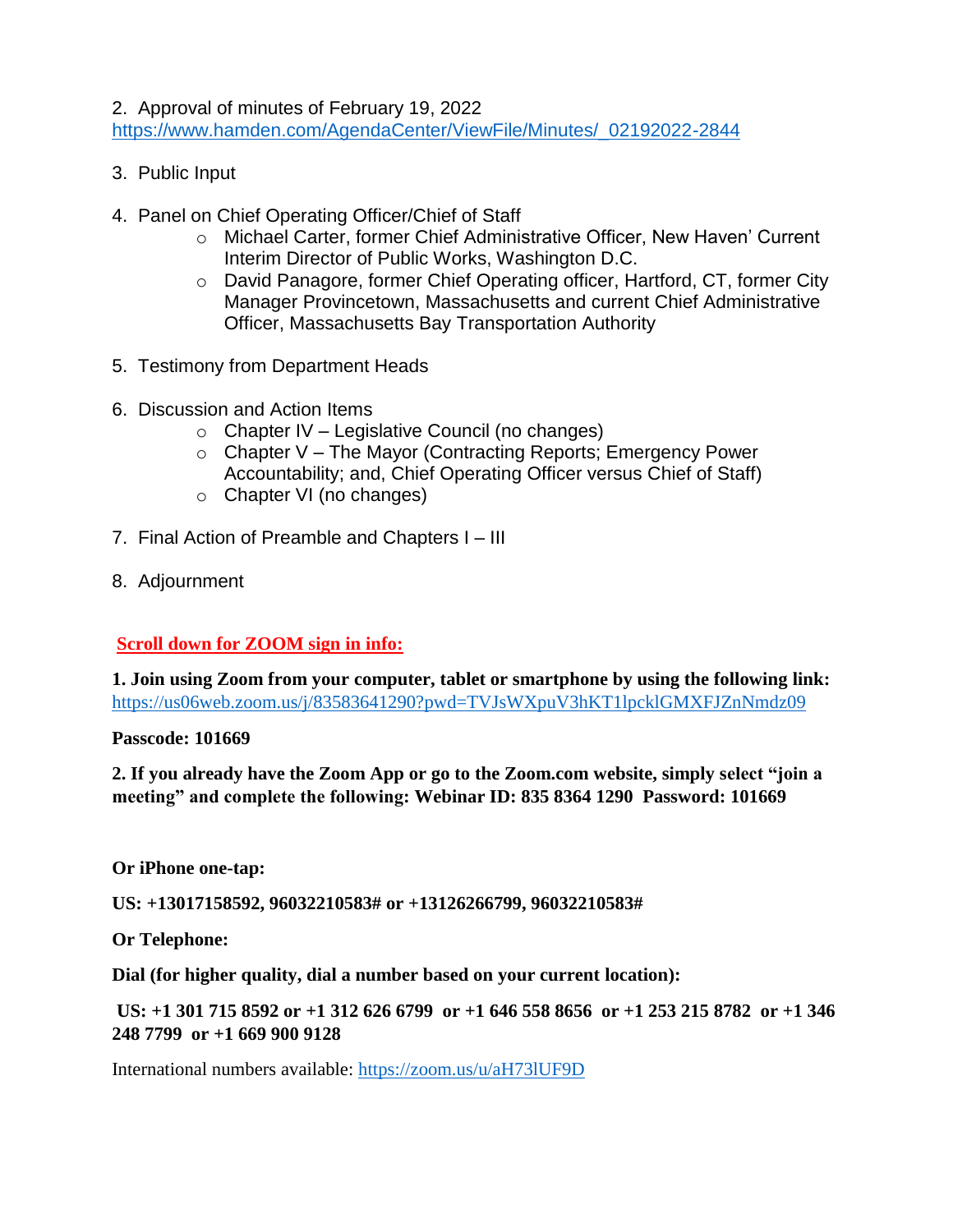2. Approval of minutes of February 19, 2022
https://www.hamden.com/AgendaCenter/ViewFile/Minutes/_02192022-2844

3. Public Input

4. Panel on Chief Operating Officer/Chief of Staff
   - Michael Carter, former Chief Administrative Officer, New Haven' Current Interim Director of Public Works, Washington D.C.
   - David Panagore, former Chief Operating officer, Hartford, CT, former City Manager Provincetown, Massachusetts and current Chief Administrative Officer, Massachusetts Bay Transportation Authority

5. Testimony from Department Heads

6. Discussion and Action Items
   - Chapter IV – Legislative Council (no changes)
   - Chapter V – The Mayor (Contracting Reports; Emergency Power Accountability; and, Chief Operating Officer versus Chief of Staff)
   - Chapter VI (no changes)

7. Final Action of Preamble and Chapters I – III

8. Adjournment

**Scroll down for ZOOM sign in info:**

**1. Join using Zoom from your computer, tablet or smartphone by using the following link:**
https://us06web.zoom.us/j/83583641290?pwd=TVJsWXpuV3hKT1lpcklGMXFJZnNmdz09

**Passcode: 101669**

**2. If you already have the Zoom App or go to the Zoom.com website, simply select "join a meeting" and complete the following: Webinar ID: 835 8364 1290 Password: 101669**

**Or iPhone one-tap:**

**US: +13017158592, 96032210583# or +13126266799, 96032210583#**

**Or Telephone:**

**Dial (for higher quality, dial a number based on your current location):**

**US: +1 301 715 8592 or +1 312 626 6799 or +1 646 558 8656 or +1 253 215 8782 or +1 346 248 7799 or +1 669 900 9128**

International numbers available: https://zoom.us/u/aH73lUF9D